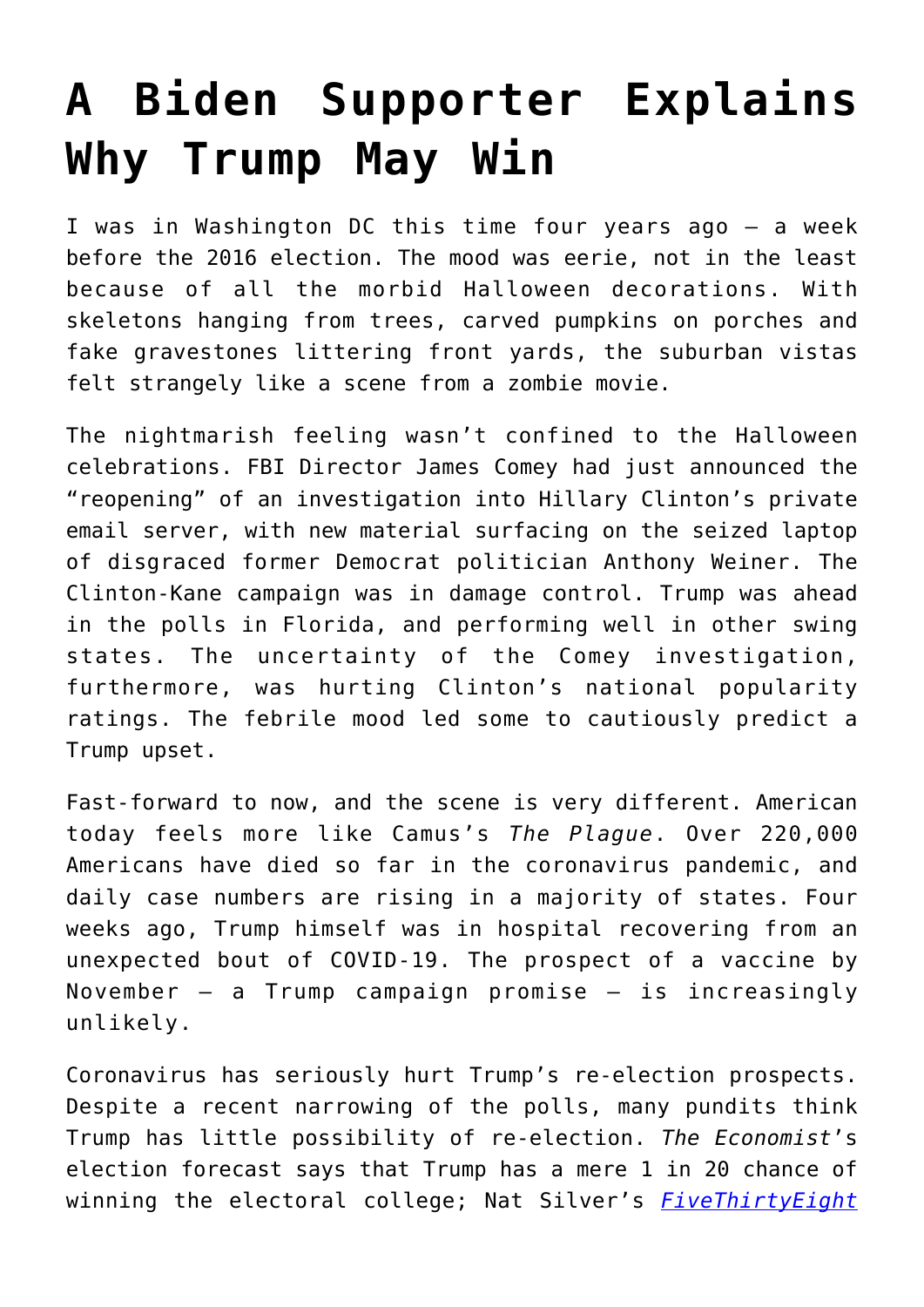# A Biden Supporter Explains Why Trump May Win

I was in Washington DC this time four years ago – a week before the 2016 election. The mood was eerie, not in the least because of all the morbid Halloween decorations. With skeletons hanging from trees, carved pumpkins on porches and fake gravestones littering front yards, the suburban vistas felt strangely like a scene from a zombie movie.

The nightmarish feeling wasn't confined to the Halloween celebrations. FBI Director James Comey had just announced the "reopening" of an investigation into Hillary Clinton's private email server, with new material surfacing on the seized laptop of disgraced former Democrat politician Anthony Weiner. The Clinton-Kane campaign was in damage control. Trump was ahead in the polls in Florida, and performing well in other swing states. The uncertainty of the Comey investigation, furthermore, was hurting Clinton's national popularity ratings. The febrile mood led some to cautiously predict a Trump upset.

Fast-forward to now, and the scene is very different. American today feels more like Camus's *The Plague*. Over 220,000 Americans have died so far in the coronavirus pandemic, and daily case numbers are rising in a majority of states. Four weeks ago, Trump himself was in hospital recovering from an unexpected bout of COVID-19. The prospect of a vaccine by November – a Trump campaign promise – is increasingly unlikely.

Coronavirus has seriously hurt Trump's re-election prospects. Despite a recent narrowing of the polls, many pundits think Trump has little possibility of re-election. *The Economist*'s election forecast says that Trump has a mere 1 in 20 chance of winning the electoral college; Nat Silver's *FiveThirtyEight*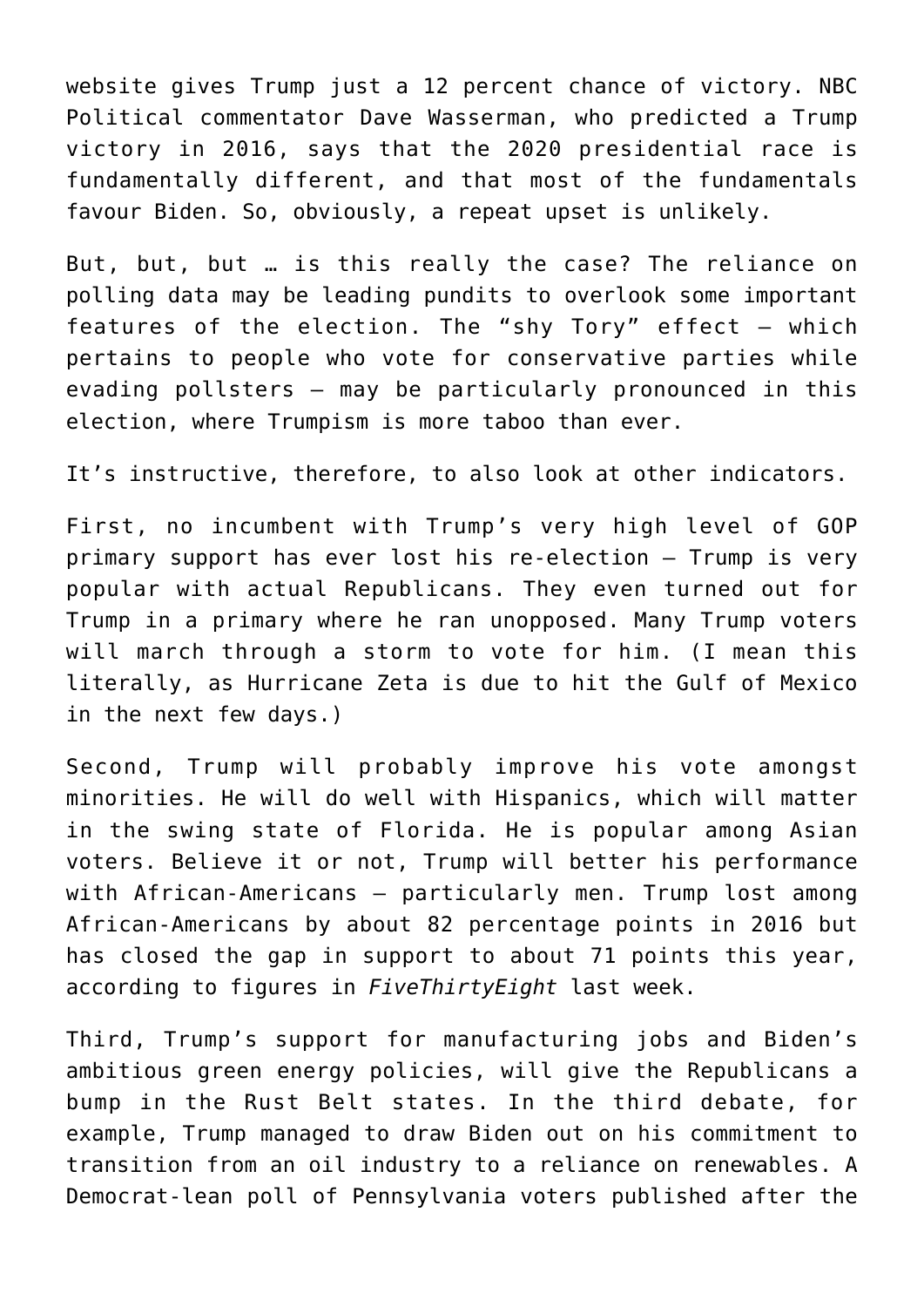website gives Trump just a 12 percent chance of victory. NBC Political commentator Dave Wasserman, who predicted a Trump victory in 2016, says that the 2020 presidential race is fundamentally different, and that most of the fundamentals favour Biden. So, obviously, a repeat upset is unlikely.

But, but, but … is this really the case? The reliance on polling data may be leading pundits to overlook some important features of the election. The "shy Tory" effect – which pertains to people who vote for conservative parties while evading pollsters – may be particularly pronounced in this election, where Trumpism is more taboo than ever.

It's instructive, therefore, to also look at other indicators.

First, no incumbent with Trump's very high level of GOP primary support has ever lost his re-election – Trump is very popular with actual Republicans. They even turned out for Trump in a primary where he ran unopposed. Many Trump voters will march through a storm to vote for him. (I mean this literally, as Hurricane Zeta is due to hit the Gulf of Mexico in the next few days.)

Second, Trump will probably improve his vote amongst minorities. He will do well with Hispanics, which will matter in the swing state of Florida. He is popular among Asian voters. Believe it or not, Trump will better his performance with African-Americans – particularly men. Trump lost among African-Americans by about 82 percentage points in 2016 but has closed the gap in support to about 71 points this year, according to figures in *FiveThirtyEight* last week.

Third, Trump's support for manufacturing jobs and Biden's ambitious green energy policies, will give the Republicans a bump in the Rust Belt states. In the third debate, for example, Trump managed to draw Biden out on his commitment to transition from an oil industry to a reliance on renewables. A Democrat-lean poll of Pennsylvania voters published after the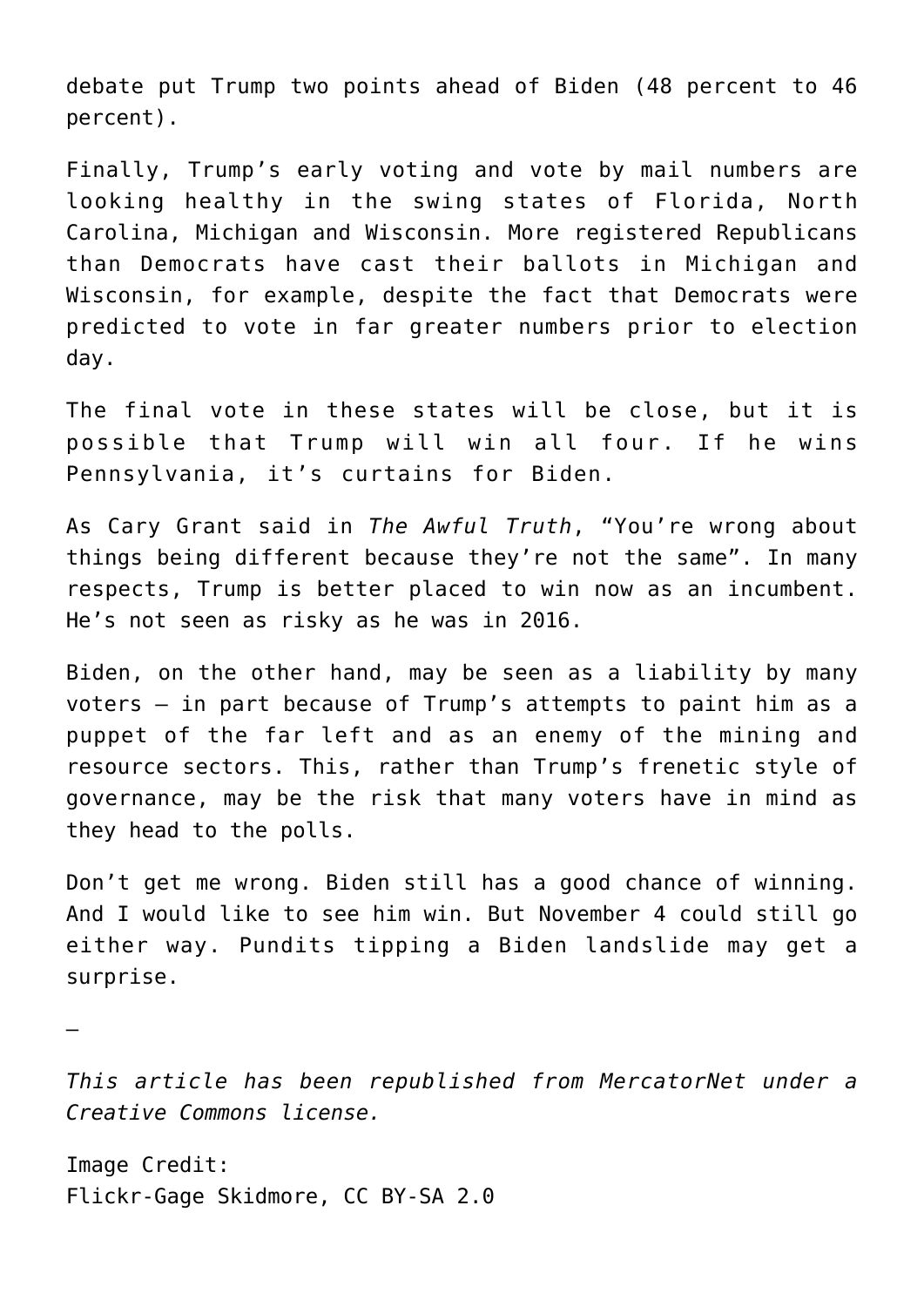debate put Trump two points ahead of Biden (48 percent to 46 percent).

Finally, Trump's early voting and vote by mail numbers are looking healthy in the swing states of Florida, North Carolina, Michigan and Wisconsin. More registered Republicans than Democrats have cast their ballots in Michigan and Wisconsin, for example, despite the fact that Democrats were predicted to vote in far greater numbers prior to election day.

The final vote in these states will be close, but it is possible that Trump will win all four. If he wins Pennsylvania, it's curtains for Biden.

As Cary Grant said in *The Awful Truth*, "You're wrong about things being different because they're not the same". In many respects, Trump is better placed to win now as an incumbent. He's not seen as risky as he was in 2016.

Biden, on the other hand, may be seen as a liability by many voters – in part because of Trump's attempts to paint him as a puppet of the far left and as an enemy of the mining and resource sectors. This, rather than Trump's frenetic style of governance, may be the risk that many voters have in mind as they head to the polls.

Don't get me wrong. Biden still has a good chance of winning. And I would like to see him win. But November 4 could still go either way. Pundits tipping a Biden landslide may get a surprise.

—

*This article has been republished from MercatorNet under a Creative Commons license.*

Image Credit:
Flickr-Gage Skidmore, CC BY-SA 2.0